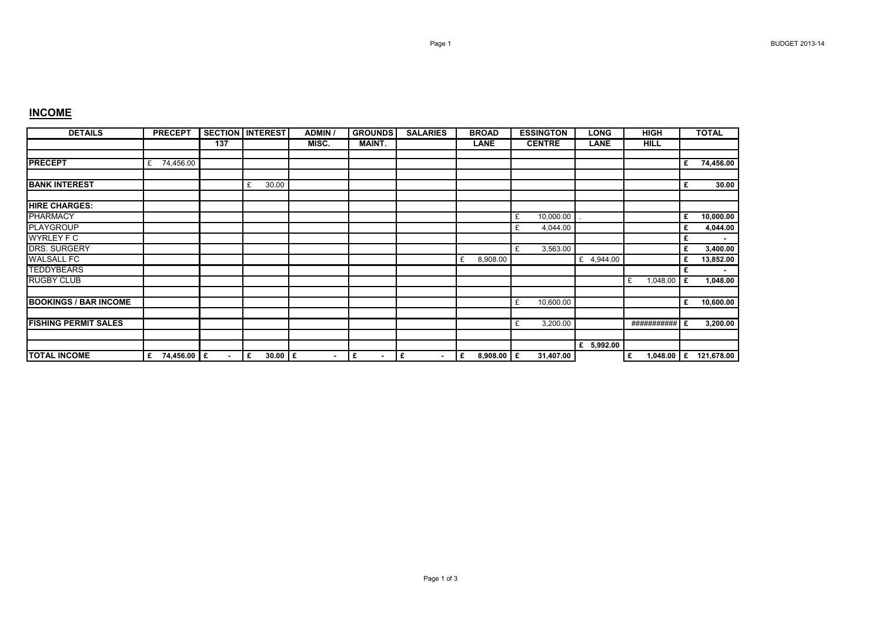## INCOME

| DETAILS | PRECEPT | SECTION 137 | INTEREST | ADMIN / MISC. | GROUNDS MAINT. | SALARIES | BROAD LANE | ESSINGTON CENTRE | LONG LANE | HIGH HILL | TOTAL |
|---|---|---|---|---|---|---|---|---|---|---|---|
| | | | | | | | | | | | |
| **PRECEPT** | £ 74,456.00 | | | | | | | | | | **£ 74,456.00** |
| | | | | | | | | | | | |
| **BANK INTEREST** | | | £ 30.00 | | | | | | | | **£ 30.00** |
| | | | | | | | | | | | |
| **HIRE CHARGES:** | | | | | | | | | | | |
| PHARMACY | | | | | | | | £ 10,000.00 | . | | **£ 10,000.00** |
| PLAYGROUP | | | | | | | | £ 4,044.00 | | | **£ 4,044.00** |
| WYRLEY F C | | | | | | | | | | | **£ -** |
| DRS. SURGERY | | | | | | | | £ 3,563.00 | | | **£ 3,400.00** |
| WALSALL FC | | | | | | | £ 8,908.00 | | £ 4,944.00 | | **£ 13,852.00** |
| TEDDYBEARS | | | | | | | | | | | **£ -** |
| RUGBY CLUB | | | | | | | | | | £ 1,048.00 | **£ 1,048.00** |
| | | | | | | | | | | | |
| **BOOKINGS / BAR INCOME** | | | | | | | | £ 10,600.00 | | | **£ 10,600.00** |
| | | | | | | | | | | | |
| **FISHING PERMIT SALES** | | | | | | | | £ 3,200.00 | | ########### | **£ 3,200.00** |
| | | | | | | | | | | | |
| | | | | | | | | | **£ 5,992.00** | | |
| **TOTAL INCOME** | **£ 74,456.00** | **£ -** | **£ 30.00** | **£ -** | **£ -** | **£ -** | **£ 8,908.00** | **£ 31,407.00** | | **£ 1,048.00** | **£ 121,678.00** |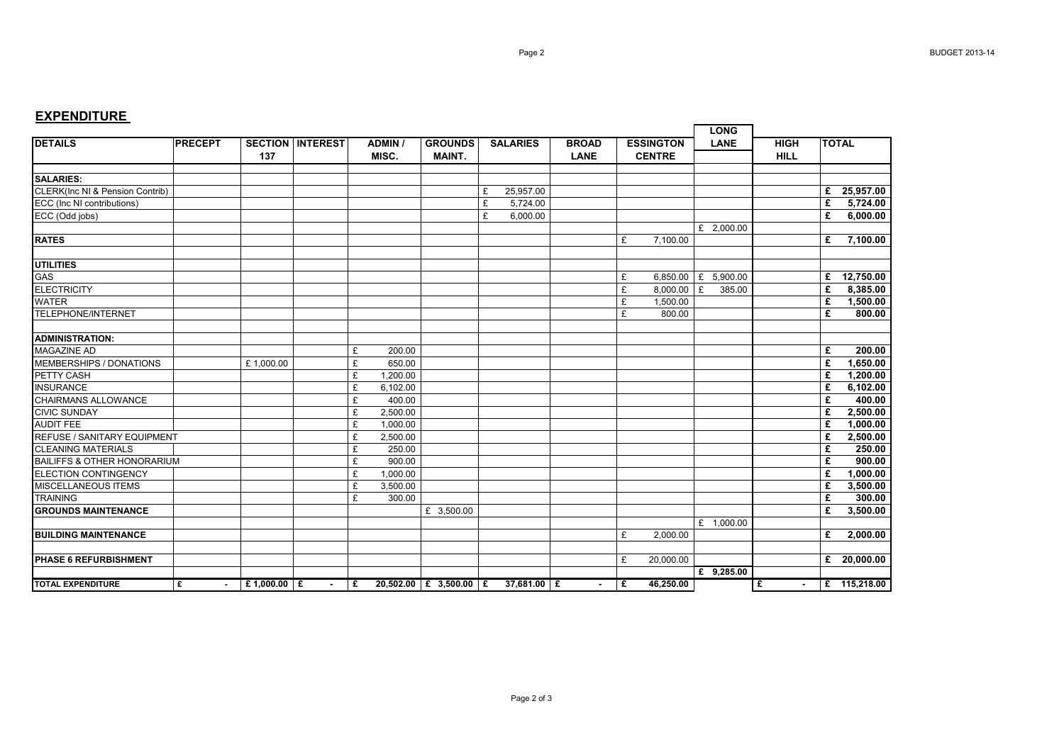## EXPENDITURE

| DETAILS | PRECEPT | SECTION 137 | INTEREST | ADMIN / MISC. | GROUNDS MAINT. | SALARIES | BROAD LANE | ESSINGTON CENTRE | LONG LANE | HIGH HILL | TOTAL |
|---|---|---|---|---|---|---|---|---|---|---|---|
| **SALARIES:** | | | | | | | | | | | |
| CLERK(Inc NI & Pension Contrib) | | | | | | £ 25,957.00 | | | | | **£ 25,957.00** |
| ECC (Inc NI contributions) | | | | | | £ 5,724.00 | | | | | **£ 5,724.00** |
| ECC (Odd jobs) | | | | | | £ 6,000.00 | | | | | **£ 6,000.00** |
| | | | | | | | | | £ 2,000.00 | | |
| **RATES** | | | | | | | | £ 7,100.00 | | | **£ 7,100.00** |
| **UTILITIES** | | | | | | | | | | | |
| GAS | | | | | | | | £ 6,850.00 | £ 5,900.00 | | **£ 12,750.00** |
| ELECTRICITY | | | | | | | | £ 8,000.00 | £ 385.00 | | **£ 8,385.00** |
| WATER | | | | | | | | £ 1,500.00 | | | **£ 1,500.00** |
| TELEPHONE/INTERNET | | | | | | | | £ 800.00 | | | **£ 800.00** |
| **ADMINISTRATION:** | | | | | | | | | | | |
| MAGAZINE AD | | | | £ 200.00 | | | | | | | **£ 200.00** |
| MEMBERSHIPS / DONATIONS | | £ 1,000.00 | | £ 650.00 | | | | | | | **£ 1,650.00** |
| PETTY CASH | | | | £ 1,200.00 | | | | | | | **£ 1,200.00** |
| INSURANCE | | | | £ 6,102.00 | | | | | | | **£ 6,102.00** |
| CHAIRMANS ALLOWANCE | | | | £ 400.00 | | | | | | | **£ 400.00** |
| CIVIC SUNDAY | | | | £ 2,500.00 | | | | | | | **£ 2,500.00** |
| AUDIT FEE | | | | £ 1,000.00 | | | | | | | **£ 1,000.00** |
| REFUSE / SANITARY EQUIPMENT | | | | £ 2,500.00 | | | | | | | **£ 2,500.00** |
| CLEANING MATERIALS | | | | £ 250.00 | | | | | | | **£ 250.00** |
| BAILIFFS & OTHER HONORARIUM | | | | £ 900.00 | | | | | | | **£ 900.00** |
| ELECTION CONTINGENCY | | | | £ 1,000.00 | | | | | | | **£ 1,000.00** |
| MISCELLANEOUS ITEMS | | | | £ 3,500.00 | | | | | | | **£ 3,500.00** |
| TRAINING | | | | £ 300.00 | | | | | | | **£ 300.00** |
| **GROUNDS MAINTENANCE** | | | | | £ 3,500.00 | | | | | | **£ 3,500.00** |
| | | | | | | | | | £ 1,000.00 | | |
| **BUILDING MAINTENANCE** | | | | | | | | £ 2,000.00 | | | **£ 2,000.00** |
| **PHASE 6 REFURBISHMENT** | | | | | | | | £ 20,000.00 | | | **£ 20,000.00** |
| | | | | | | | | | **£ 9,285.00** | | |
| **TOTAL EXPENDITURE** | **£ -** | **£ 1,000.00** | **£ -** | **£ 20,502.00** | **£ 3,500.00** | **£ 37,681.00** | **£ -** | **£ 46,250.00** | | **£ -** | **£ 115,218.00** |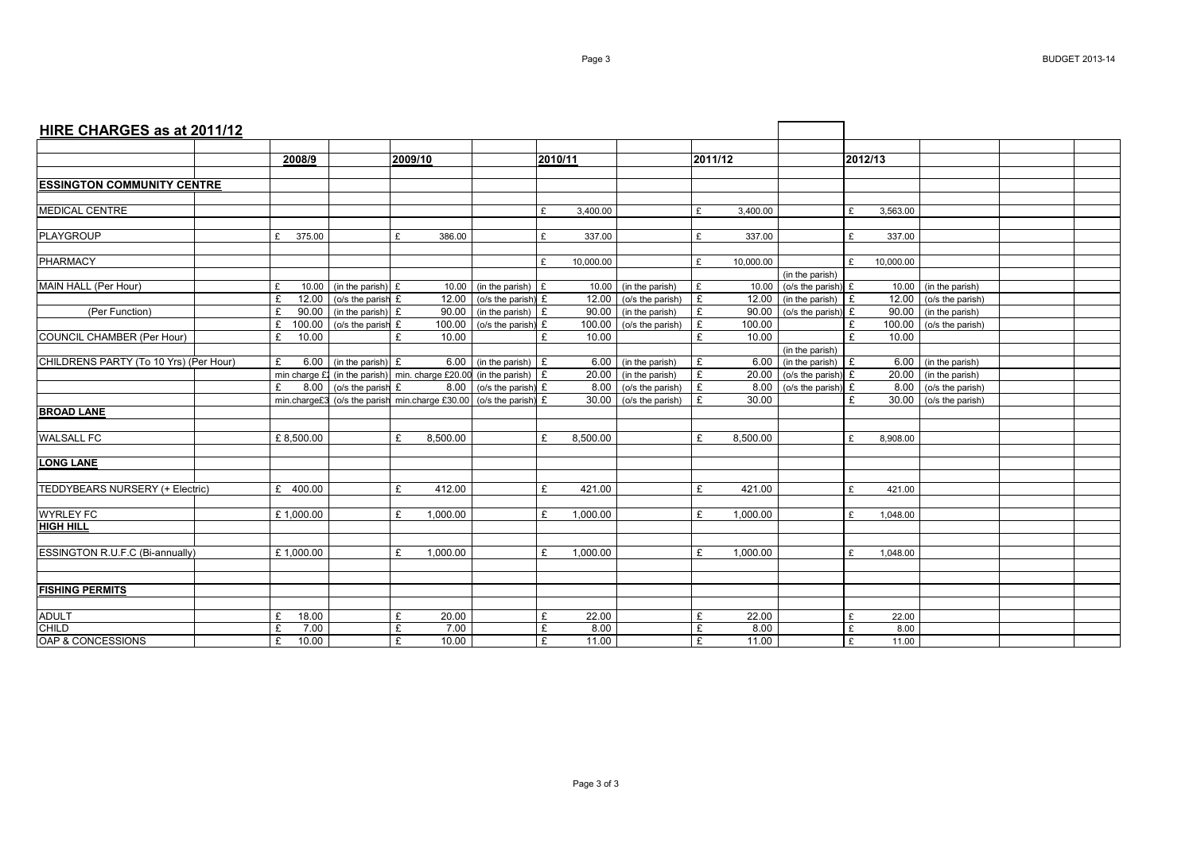## HIRE CHARGES as at 2011/12

| | 2008/9 | | 2009/10 | | 2010/11 | | 2011/12 | | 2012/13 | |
|---|---|---|---|---|---|---|---|---|---|---|
| **ESSINGTON COMMUNITY CENTRE** | | | | | | | | | | |
| MEDICAL CENTRE | | | | | £ 3,400.00 | | £ 3,400.00 | | £ 3,563.00 | |
| PLAYGROUP | £ 375.00 | | £ 386.00 | | £ 337.00 | | £ 337.00 | | £ 337.00 | |
| PHARMACY | | | | | £ 10,000.00 | | £ 10,000.00 | | £ 10,000.00 | |
| | | | | | | | | (in the parish) | | |
| MAIN HALL (Per Hour) | £ 10.00 | (in the parish) | £ 10.00 | (in the parish) | £ 10.00 | (in the parish) | £ 10.00 | (o/s the parish) | £ 10.00 | (in the parish) |
| | £ 12.00 | (o/s the parish | £ 12.00 | (o/s the parish) | £ 12.00 | (o/s the parish) | £ 12.00 | (in the parish) | £ 12.00 | (o/s the parish) |
| (Per Function) | £ 90.00 | (in the parish) | £ 90.00 | (in the parish) | £ 90.00 | (in the parish) | £ 90.00 | (o/s the parish) | £ 90.00 | (in the parish) |
| | £ 100.00 | (o/s the parish | £ 100.00 | (o/s the parish) | £ 100.00 | (o/s the parish) | £ 100.00 | | £ 100.00 | (o/s the parish) |
| COUNCIL CHAMBER (Per Hour) | £ 10.00 | | £ 10.00 | | £ 10.00 | | £ 10.00 | | £ 10.00 | |
| | | | | | | | | (in the parish) | | |
| CHILDRENS PARTY (To 10 Yrs) (Per Hour) | £ 6.00 | (in the parish) | £ 6.00 | (in the parish) | £ 6.00 | (in the parish) | £ 6.00 | (in the parish) | £ 6.00 | (in the parish) |
| | min charge £2 | (in the parish) | min. charge £20.00 | (in the parish) | £ 20.00 | (in the parish) | £ 20.00 | (o/s the parish) | £ 20.00 | (in the parish) |
| | £ 8.00 | (o/s the parish | £ 8.00 | (o/s the parish) | £ 8.00 | (o/s the parish) | £ 8.00 | (o/s the parish) | £ 8.00 | (o/s the parish) |
| | min.charge£3 | (o/s the parish | min.charge £30.00 | (o/s the parish) | £ 30.00 | (o/s the parish) | £ 30.00 | | £ 30.00 | (o/s the parish) |
| **BROAD LANE** | | | | | | | | | | |
| WALSALL FC | £ 8,500.00 | | £ 8,500.00 | | £ 8,500.00 | | £ 8,500.00 | | £ 8,908.00 | |
| **LONG LANE** | | | | | | | | | | |
| TEDDYBEARS NURSERY (+ Electric) | £ 400.00 | | £ 412.00 | | £ 421.00 | | £ 421.00 | | £ 421.00 | |
| WYRLEY FC | £ 1,000.00 | | £ 1,000.00 | | £ 1,000.00 | | £ 1,000.00 | | £ 1,048.00 | |
| **HIGH HILL** | | | | | | | | | | |
| ESSINGTON R.U.F.C (Bi-annually) | £ 1,000.00 | | £ 1,000.00 | | £ 1,000.00 | | £ 1,000.00 | | £ 1,048.00 | |
| **FISHING PERMITS** | | | | | | | | | | |
| ADULT | £ 18.00 | | £ 20.00 | | £ 22.00 | | £ 22.00 | | £ 22.00 | |
| CHILD | £ 7.00 | | £ 7.00 | | £ 8.00 | | £ 8.00 | | £ 8.00 | |
| OAP & CONCESSIONS | £ 10.00 | | £ 10.00 | | £ 11.00 | | £ 11.00 | | £ 11.00 | |